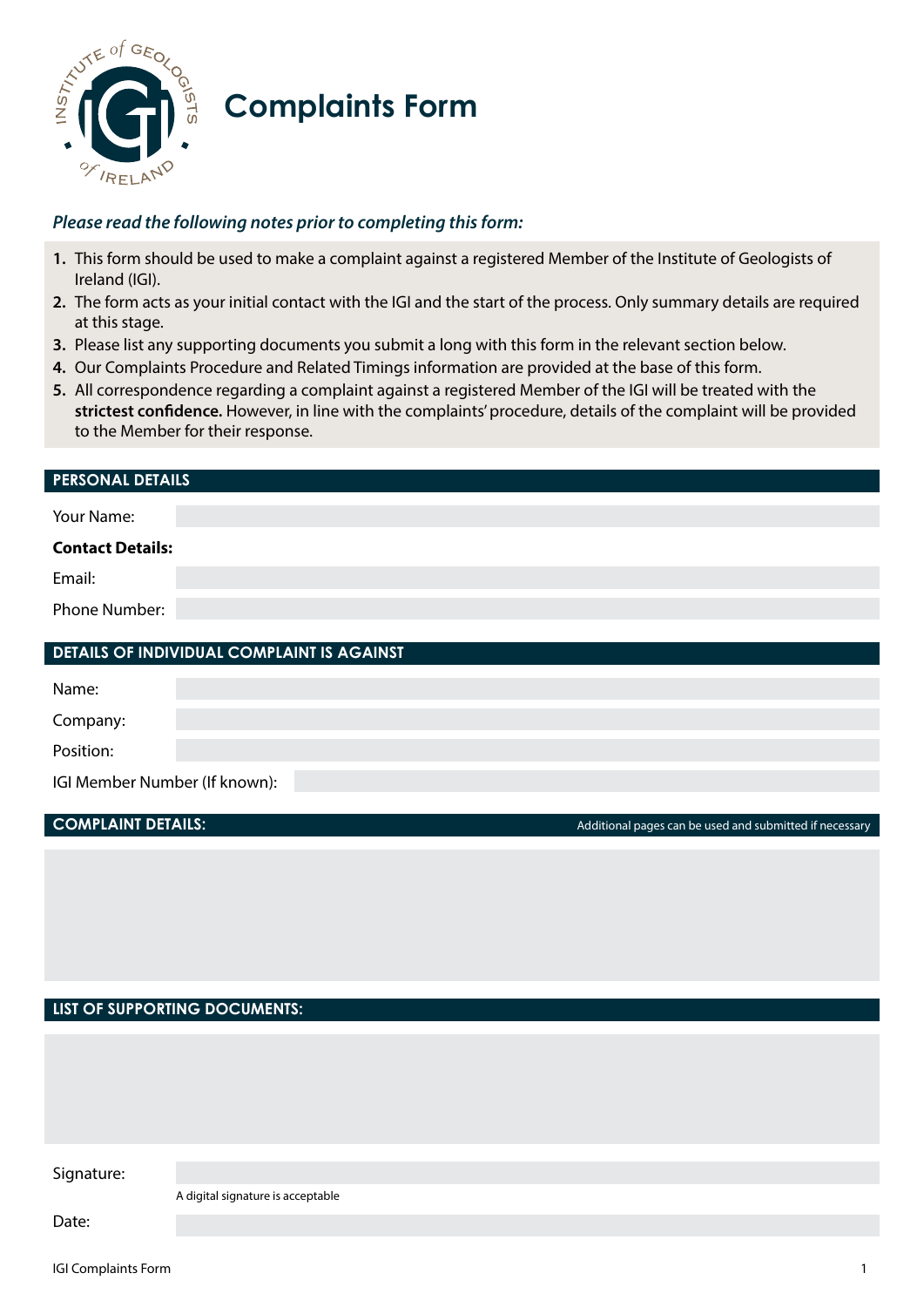# Complaints Form

***Please read the following notes prior to completing this form:***

1. This form should be used to make a complaint against a registered Member of the Institute of Geologists of Ireland (IGI).
2. The form acts as your initial contact with the IGI and the start of the process. Only summary details are required at this stage.
3. Please list any supporting documents you submit a long with this form in the relevant section below.
4. Our Complaints Procedure and Related Timings information are provided at the base of this form.
5. All correspondence regarding a complaint against a registered Member of the IGI will be treated with the **strictest confidence.** However, in line with the complaints' procedure, details of the complaint will be provided to the Member for their response.

## PERSONAL DETAILS

Your Name:

**Contact Details:**

Email:

Phone Number:

## DETAILS OF INDIVIDUAL COMPLAINT IS AGAINST

Name:

Company:

Position:

IGI Member Number (If known):

## COMPLAINT DETAILS:

Additional pages can be used and submitted if necessary

## LIST OF SUPPORTING DOCUMENTS:

Signature:

A digital signature is acceptable

Date: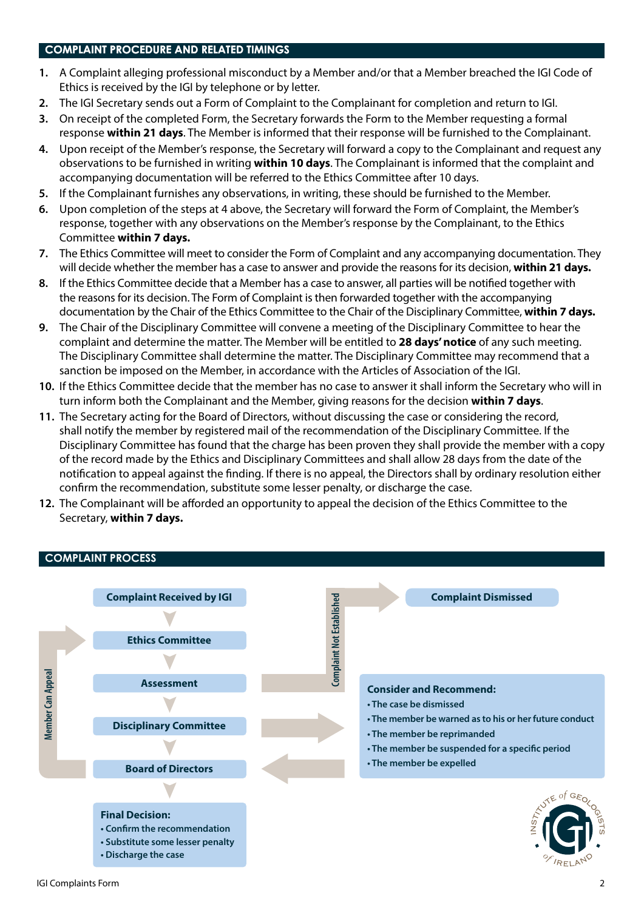## COMPLAINT PROCEDURE AND RELATED TIMINGS

1. A Complaint alleging professional misconduct by a Member and/or that a Member breached the IGI Code of Ethics is received by the IGI by telephone or by letter.
2. The IGI Secretary sends out a Form of Complaint to the Complainant for completion and return to IGI.
3. On receipt of the completed Form, the Secretary forwards the Form to the Member requesting a formal response **within 21 days**. The Member is informed that their response will be furnished to the Complainant.
4. Upon receipt of the Member's response, the Secretary will forward a copy to the Complainant and request any observations to be furnished in writing **within 10 days**. The Complainant is informed that the complaint and accompanying documentation will be referred to the Ethics Committee after 10 days.
5. If the Complainant furnishes any observations, in writing, these should be furnished to the Member.
6. Upon completion of the steps at 4 above, the Secretary will forward the Form of Complaint, the Member's response, together with any observations on the Member's response by the Complainant, to the Ethics Committee **within 7 days.**
7. The Ethics Committee will meet to consider the Form of Complaint and any accompanying documentation. They will decide whether the member has a case to answer and provide the reasons for its decision, **within 21 days.**
8. If the Ethics Committee decide that a Member has a case to answer, all parties will be notified together with the reasons for its decision. The Form of Complaint is then forwarded together with the accompanying documentation by the Chair of the Ethics Committee to the Chair of the Disciplinary Committee, **within 7 days.**
9. The Chair of the Disciplinary Committee will convene a meeting of the Disciplinary Committee to hear the complaint and determine the matter. The Member will be entitled to **28 days' notice** of any such meeting. The Disciplinary Committee shall determine the matter. The Disciplinary Committee may recommend that a sanction be imposed on the Member, in accordance with the Articles of Association of the IGI.
10. If the Ethics Committee decide that the member has no case to answer it shall inform the Secretary who will in turn inform both the Complainant and the Member, giving reasons for the decision **within 7 days**.
11. The Secretary acting for the Board of Directors, without discussing the case or considering the record, shall notify the member by registered mail of the recommendation of the Disciplinary Committee. If the Disciplinary Committee has found that the charge has been proven they shall provide the member with a copy of the record made by the Ethics and Disciplinary Committees and shall allow 28 days from the date of the notification to appeal against the finding. If there is no appeal, the Directors shall by ordinary resolution either confirm the recommendation, substitute some lesser penalty, or discharge the case.
12. The Complainant will be afforded an opportunity to appeal the decision of the Ethics Committee to the Secretary, **within 7 days.**

## COMPLAINT PROCESS

Complaint Received by IGI

Ethics Committee

Assessment

Disciplinary Committee

Board of Directors

Member Can Appeal

Complaint Not Established

Complaint Dismissed

**Consider and Recommend:**
- The case be dismissed
- The member be warned as to his or her future conduct
- The member be reprimanded
- The member be suspended for a specific period
- The member be expelled

**Final Decision:**
- Confirm the recommendation
- Substitute some lesser penalty
- Discharge the case